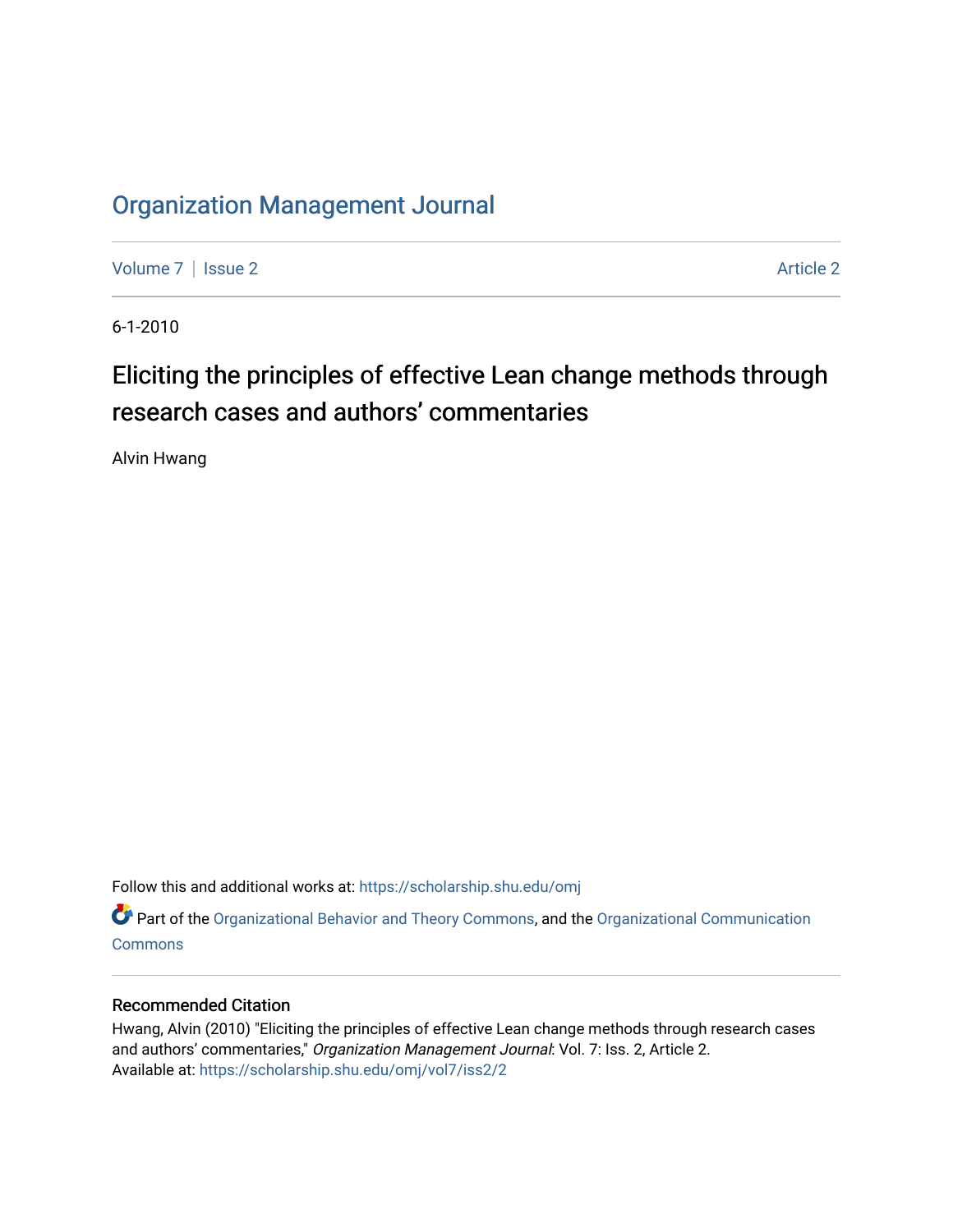# Organization Management Journal

Volume 7 | Issue 2 Article 2

6-1-2010

## Eliciting the principles of effective Lean change methods through research cases and authors' commentaries

Alvin Hwang

Follow this and additional works at: https://scholarship.shu.edu/omj

Part of the Organizational Behavior and Theory Commons, and the Organizational Communication Commons

### Recommended Citation

Hwang, Alvin (2010) "Eliciting the principles of effective Lean change methods through research cases and authors' commentaries," *Organization Management Journal*: Vol. 7: Iss. 2, Article 2.
Available at: https://scholarship.shu.edu/omj/vol7/iss2/2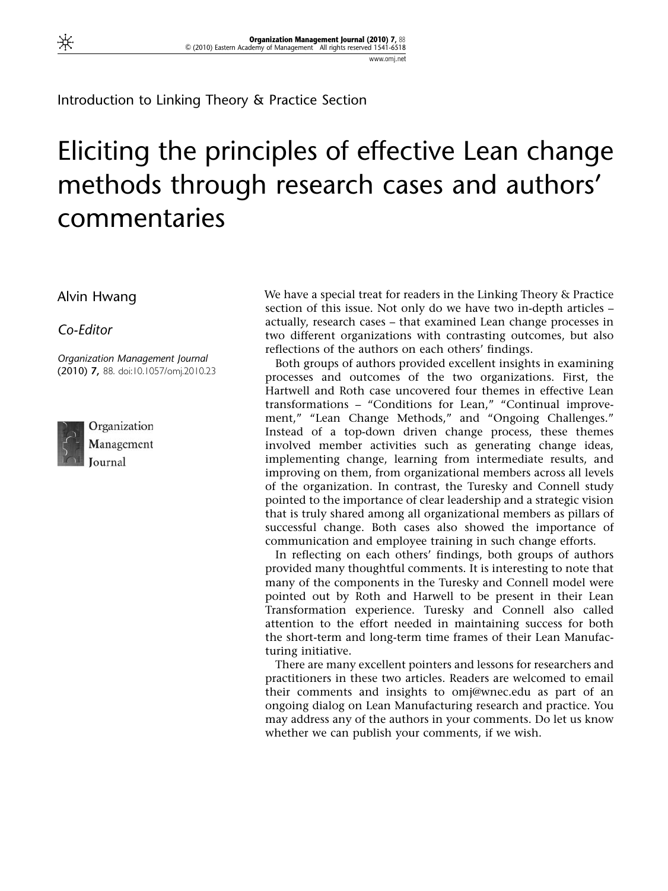Introduction to Linking Theory & Practice Section

# Eliciting the principles of effective Lean change methods through research cases and authors' commentaries

Alvin Hwang

*Co-Editor*

*Organization Management Journal* (2010) **7,** 88. doi:10.1057/omj.2010.23

We have a special treat for readers in the Linking Theory & Practice section of this issue. Not only do we have two in-depth articles – actually, research cases – that examined Lean change processes in two different organizations with contrasting outcomes, but also reflections of the authors on each others' findings.

Both groups of authors provided excellent insights in examining processes and outcomes of the two organizations. First, the Hartwell and Roth case uncovered four themes in effective Lean transformations – "Conditions for Lean," "Continual improvement," "Lean Change Methods," and "Ongoing Challenges." Instead of a top-down driven change process, these themes involved member activities such as generating change ideas, implementing change, learning from intermediate results, and improving on them, from organizational members across all levels of the organization. In contrast, the Turesky and Connell study pointed to the importance of clear leadership and a strategic vision that is truly shared among all organizational members as pillars of successful change. Both cases also showed the importance of communication and employee training in such change efforts.

In reflecting on each others' findings, both groups of authors provided many thoughtful comments. It is interesting to note that many of the components in the Turesky and Connell model were pointed out by Roth and Harwell to be present in their Lean Transformation experience. Turesky and Connell also called attention to the effort needed in maintaining success for both the short-term and long-term time frames of their Lean Manufacturing initiative.

There are many excellent pointers and lessons for researchers and practitioners in these two articles. Readers are welcomed to email their comments and insights to omj@wnec.edu as part of an ongoing dialog on Lean Manufacturing research and practice. You may address any of the authors in your comments. Do let us know whether we can publish your comments, if we wish.